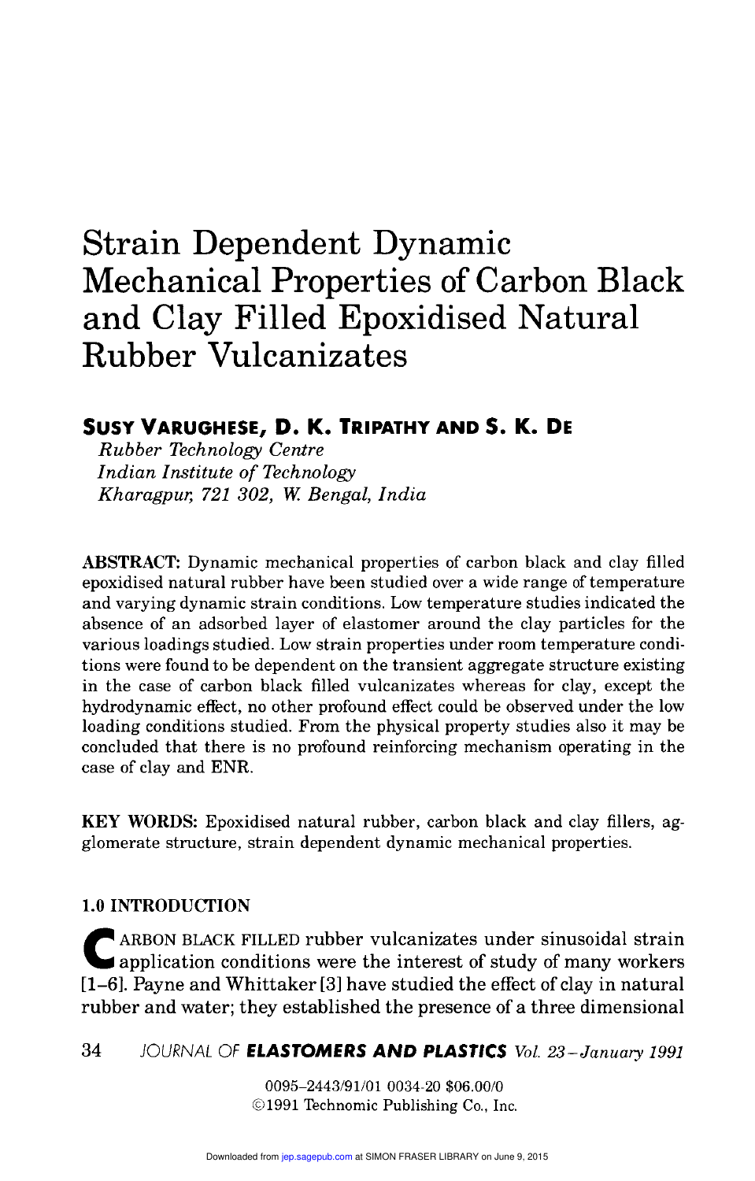# Strain Dependent Dynamic Mechanical Properties of Carbon Black and Clay Filled Epoxidised Natural Rubber Vulcanizates

**SUSY VARUGHESE, D. K. TRIPATHY AND S. K. DE**

*Rubber Technology Centre*
*Indian Institute of Technology*
*Kharagpur, 721 302, W. Bengal, India*

**ABSTRACT:** Dynamic mechanical properties of carbon black and clay filled epoxidised natural rubber have been studied over a wide range of temperature and varying dynamic strain conditions. Low temperature studies indicated the absence of an adsorbed layer of elastomer around the clay particles for the various loadings studied. Low strain properties under room temperature conditions were found to be dependent on the transient aggregate structure existing in the case of carbon black filled vulcanizates whereas for clay, except the hydrodynamic effect, no other profound effect could be observed under the low loading conditions studied. From the physical property studies also it may be concluded that there is no profound reinforcing mechanism operating in the case of clay and ENR.

**KEY WORDS:** Epoxidised natural rubber, carbon black and clay fillers, agglomerate structure, strain dependent dynamic mechanical properties.

## 1.0 INTRODUCTION

CARBON BLACK FILLED rubber vulcanizates under sinusoidal strain application conditions were the interest of study of many workers [1–6]. Payne and Whittaker [3] have studied the effect of clay in natural rubber and water; they established the presence of a three dimensional

0095-2443/91/01 0034-20 $06.00/0
©1991 Technomic Publishing Co., Inc.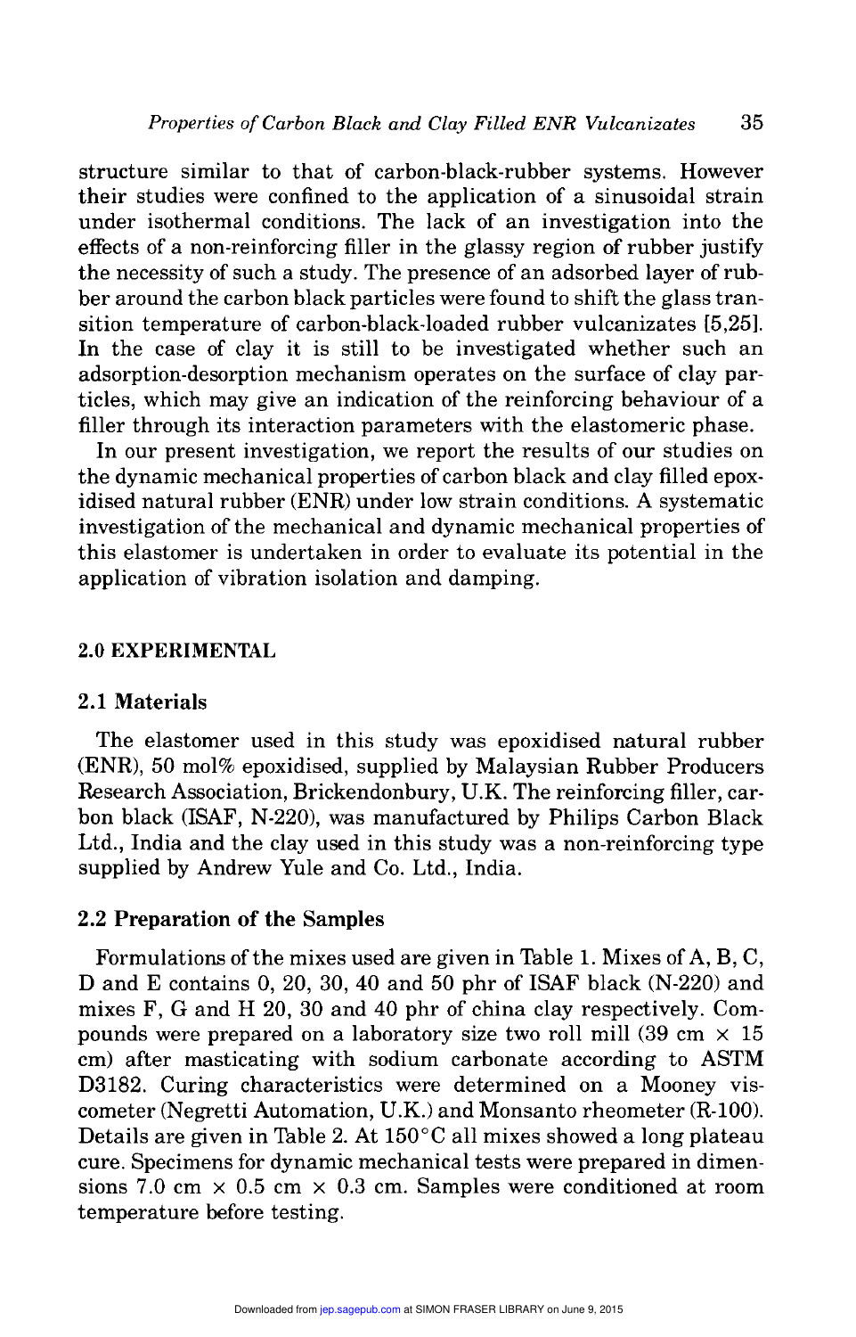structure similar to that of carbon-black-rubber systems. However their studies were confined to the application of a sinusoidal strain under isothermal conditions. The lack of an investigation into the effects of a non-reinforcing filler in the glassy region of rubber justify the necessity of such a study. The presence of an adsorbed layer of rubber around the carbon black particles were found to shift the glass transition temperature of carbon-black-loaded rubber vulcanizates [5,25]. In the case of clay it is still to be investigated whether such an adsorption-desorption mechanism operates on the surface of clay particles, which may give an indication of the reinforcing behaviour of a filler through its interaction parameters with the elastomeric phase.

In our present investigation, we report the results of our studies on the dynamic mechanical properties of carbon black and clay filled epoxidised natural rubber (ENR) under low strain conditions. A systematic investigation of the mechanical and dynamic mechanical properties of this elastomer is undertaken in order to evaluate its potential in the application of vibration isolation and damping.

## 2.0 EXPERIMENTAL

### 2.1 Materials

The elastomer used in this study was epoxidised natural rubber (ENR), 50 mol% epoxidised, supplied by Malaysian Rubber Producers Research Association, Brickendonbury, U.K. The reinforcing filler, carbon black (ISAF, N-220), was manufactured by Philips Carbon Black Ltd., India and the clay used in this study was a non-reinforcing type supplied by Andrew Yule and Co. Ltd., India.

### 2.2 Preparation of the Samples

Formulations of the mixes used are given in Table 1. Mixes of A, B, C, D and E contains 0, 20, 30, 40 and 50 phr of ISAF black (N-220) and mixes F, G and H 20, 30 and 40 phr of china clay respectively. Compounds were prepared on a laboratory size two roll mill (39 cm × 15 cm) after masticating with sodium carbonate according to ASTM D3182. Curing characteristics were determined on a Mooney viscometer (Negretti Automation, U.K.) and Monsanto rheometer (R-100). Details are given in Table 2. At 150°C all mixes showed a long plateau cure. Specimens for dynamic mechanical tests were prepared in dimensions 7.0 cm × 0.5 cm × 0.3 cm. Samples were conditioned at room temperature before testing.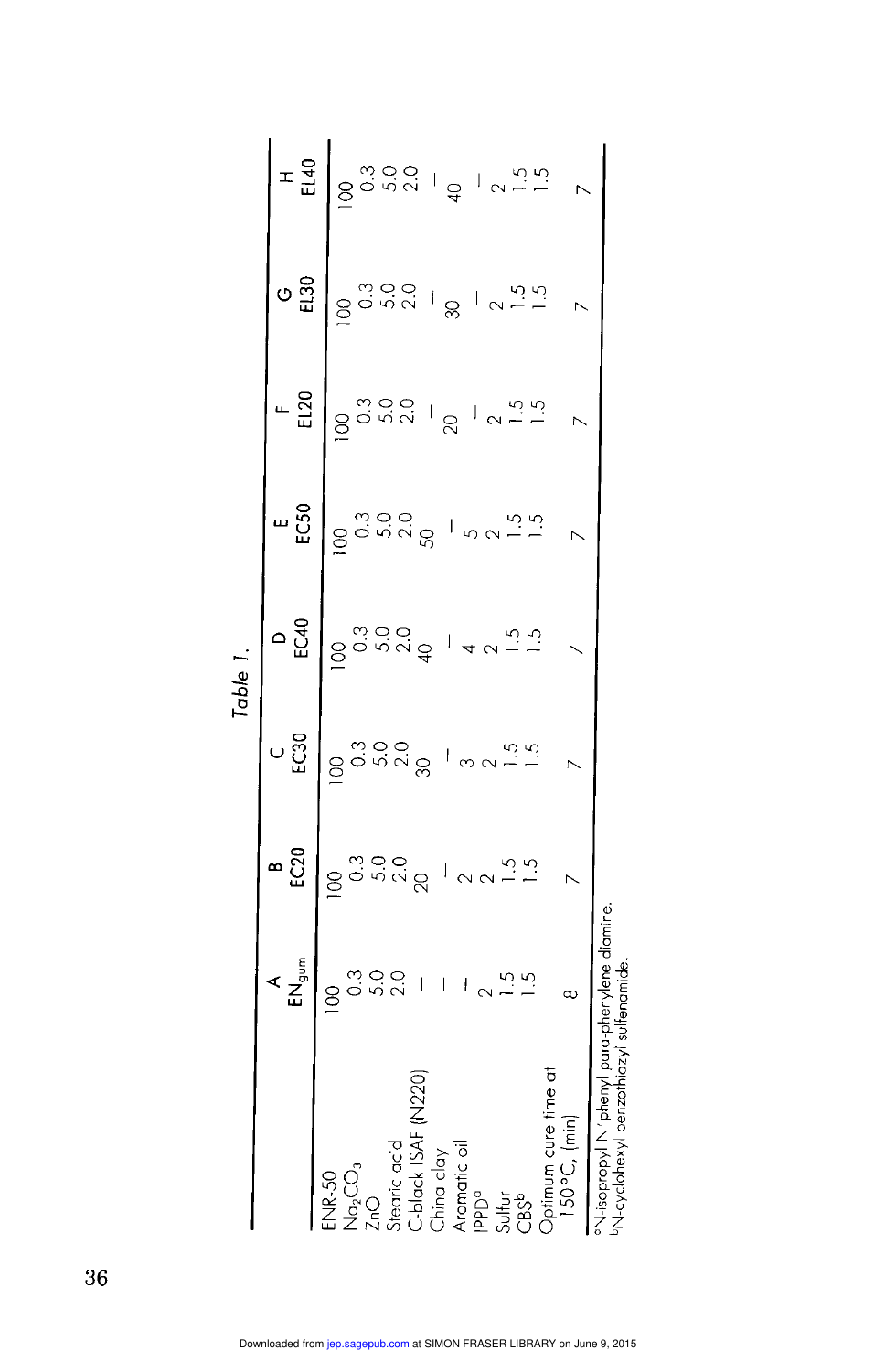*Table 1.*

| | A $EN_{gum}$ | B EC20 | C EC30 | D EC40 | E EC50 | F EL20 | G EL30 | H EL40 |
|---|---|---|---|---|---|---|---|---|
| ENR-50 | 100 | 100 | 100 | 100 | 100 | 100 | 100 | 100 |
| $Na_2CO_3$ | 0.3 | 0.3 | 0.3 | 0.3 | 0.3 | 0.3 | 0.3 | 0.3 |
| ZnO | 5.0 | 5.0 | 5.0 | 5.0 | 5.0 | 5.0 | 5.0 | 5.0 |
| Stearic acid | 2.0 | 2.0 | 2.0 | 2.0 | 2.0 | 2.0 | 2.0 | 2.0 |
| C-black ISAF (N220) | – | 20 | 30 | 40 | 50 | – | – | – |
| China clay | – | – | – | – | – | 20 | 30 | 40 |
| Aromatic oil | – | 2 | 3 | 4 | 5 | – | – | – |
| IPPD[a] | 2 | 2 | 2 | 2 | 2 | 2 | 2 | 2 |
| Sulfur | 1.5 | 1.5 | 1.5 | 1.5 | 1.5 | 1.5 | 1.5 | 1.5 |
| CBS[b] | 1.5 | 1.5 | 1.5 | 1.5 | 1.5 | 1.5 | 1.5 | 1.5 |
| Optimum cure time at 150°C, (min) | 8 | 7 | 7 | 7 | 7 | 7 | 7 | 7 |

[a]N-isopropyl N'phenyl para-phenylene diamine.
[b]N-cyclohexyl benzothiazyl sulfenamide.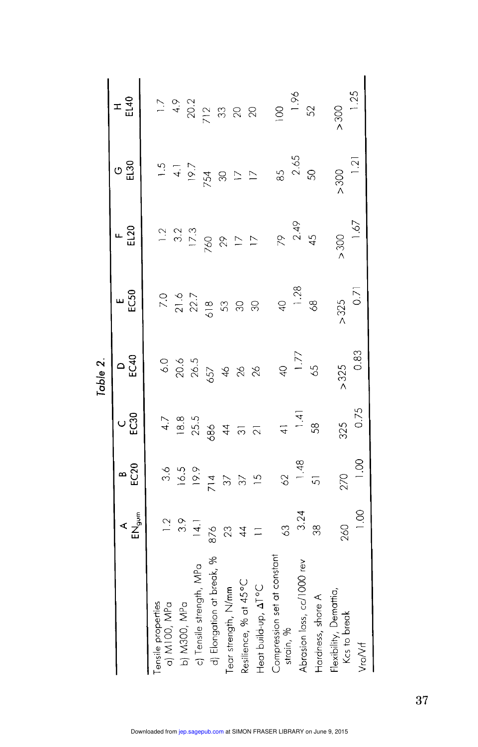*Table 2.*

| | A $EN_{gum}$ | B EC20 | C EC30 | D EC40 | E EC50 | F EL20 | G EL30 | H EL40 |
|---|---|---|---|---|---|---|---|---|
| Tensile properties | | | | | | | | |
| a) M100, MPa | 1.2 | 3.6 | 4.7 | 6.0 | 7.0 | 1.2 | 1.5 | 1.7 |
| b) M300, MPa | 3.9 | 16.5 | 18.8 | 20.6 | 21.6 | 3.2 | 4.1 | 4.9 |
| c) Tensile strength, MPa | 14.1 | 19.9 | 25.5 | 26.5 | 22.7 | 17.3 | 19.7 | 20.2 |
| d) Elongation at break, % | 876 | 714 | 686 | 657 | 618 | 760 | 754 | 712 |
| Tear strength, N/mm | 23 | 37 | 44 | 46 | 53 | 29 | 30 | 33 |
| Resilience, % at 45°C | 44 | 37 | 31 | 26 | 30 | 17 | 17 | 20 |
| Heat build-up, ΔT°C | 11 | 15 | 21 | 26 | 30 | 17 | 17 | 20 |
| Compression set at constant strain, % | 63 | 62 | 41 | 40 | 40 | 79 | 85 | 100 |
| Abrasion loss, cc/1000 rev | 3.24 | 1.48 | 1.41 | 1.77 | 1.28 | 2.49 | 2.65 | 1.96 |
| Hardness, shore A | 38 | 51 | 58 | 65 | 68 | 45 | 50 | 52 |
| Flexibility, Demattia, Kcs to break | 260 | 270 | 325 | >325 | >325 | >300 | >300 | >300 |
| Vro/Vrf | 1.00 | 1.00 | 0.75 | 0.83 | 0.71 | 1.67 | 1.21 | 1.25 |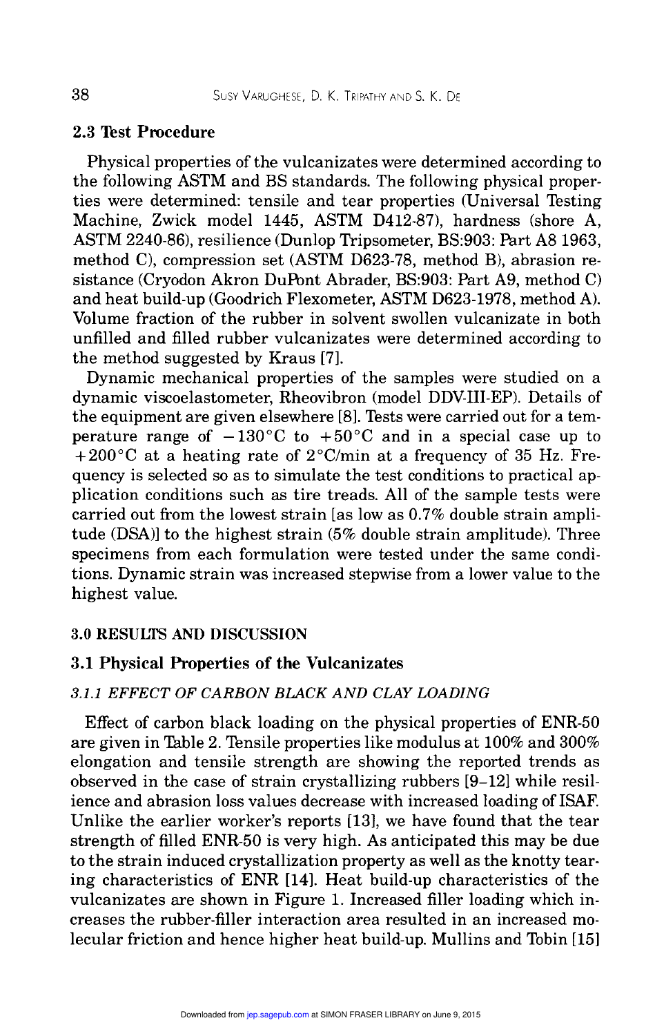## 2.3 Test Procedure

Physical properties of the vulcanizates were determined according to the following ASTM and BS standards. The following physical properties were determined: tensile and tear properties (Universal Testing Machine, Zwick model 1445, ASTM D412-87), hardness (shore A, ASTM 2240-86), resilience (Dunlop Tripsometer, BS:903: Part A8 1963, method C), compression set (ASTM D623-78, method B), abrasion resistance (Cryodon Akron DuPont Abrader, BS:903: Part A9, method C) and heat build-up (Goodrich Flexometer, ASTM D623-1978, method A). Volume fraction of the rubber in solvent swollen vulcanizate in both unfilled and filled rubber vulcanizates were determined according to the method suggested by Kraus [7].

Dynamic mechanical properties of the samples were studied on a dynamic viscoelastometer, Rheovibron (model DDV-III-EP). Details of the equipment are given elsewhere [8]. Tests were carried out for a temperature range of $-130°C$ to $+50°C$ and in a special case up to $+200°C$ at a heating rate of 2°C/min at a frequency of 35 Hz. Frequency is selected so as to simulate the test conditions to practical application conditions such as tire treads. All of the sample tests were carried out from the lowest strain [as low as 0.7% double strain amplitude (DSA)] to the highest strain (5% double strain amplitude). Three specimens from each formulation were tested under the same conditions. Dynamic strain was increased stepwise from a lower value to the highest value.

# 3.0 RESULTS AND DISCUSSION

## 3.1 Physical Properties of the Vulcanizates

### *3.1.1 EFFECT OF CARBON BLACK AND CLAY LOADING*

Effect of carbon black loading on the physical properties of ENR-50 are given in Table 2. Tensile properties like modulus at 100% and 300% elongation and tensile strength are showing the reported trends as observed in the case of strain crystallizing rubbers [9–12] while resilience and abrasion loss values decrease with increased loading of ISAF. Unlike the earlier worker's reports [13], we have found that the tear strength of filled ENR-50 is very high. As anticipated this may be due to the strain induced crystallization property as well as the knotty tearing characteristics of ENR [14]. Heat build-up characteristics of the vulcanizates are shown in Figure 1. Increased filler loading which increases the rubber-filler interaction area resulted in an increased molecular friction and hence higher heat build-up. Mullins and Tobin [15]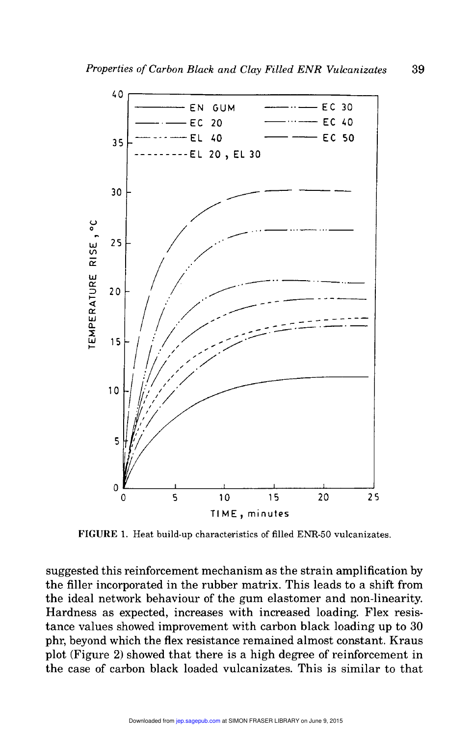FIGURE 1. Heat build-up characteristics of filled ENR-50 vulcanizates.

suggested this reinforcement mechanism as the strain amplification by the filler incorporated in the rubber matrix. This leads to a shift from the ideal network behaviour of the gum elastomer and non-linearity. Hardness as expected, increases with increased loading. Flex resistance values showed improvement with carbon black loading up to 30 phr, beyond which the flex resistance remained almost constant. Kraus plot (Figure 2) showed that there is a high degree of reinforcement in the case of carbon black loaded vulcanizates. This is similar to that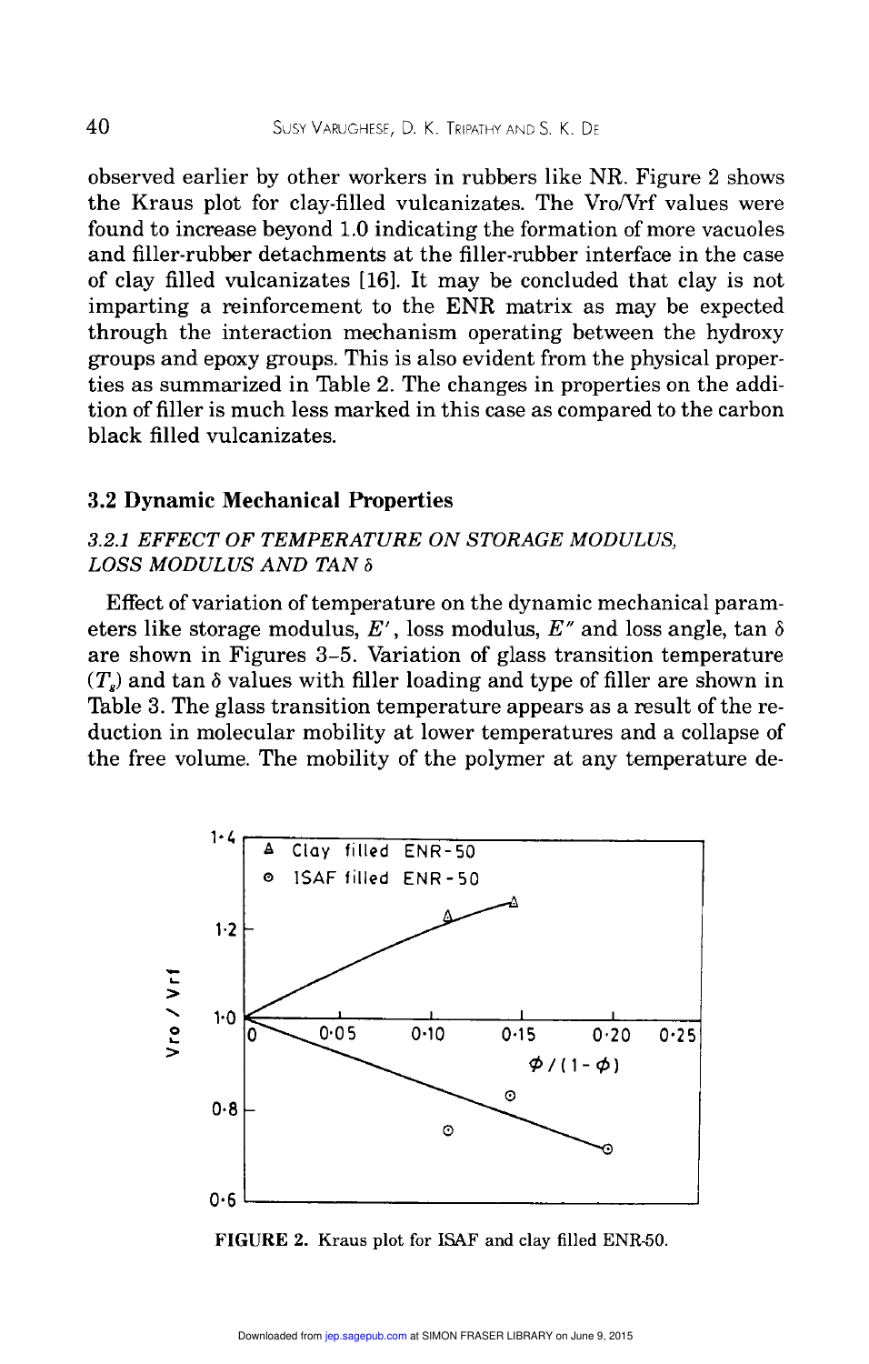observed earlier by other workers in rubbers like NR. Figure 2 shows the Kraus plot for clay-filled vulcanizates. The Vro/Vrf values were found to increase beyond 1.0 indicating the formation of more vacuoles and filler-rubber detachments at the filler-rubber interface in the case of clay filled vulcanizates [16]. It may be concluded that clay is not imparting a reinforcement to the ENR matrix as may be expected through the interaction mechanism operating between the hydroxy groups and epoxy groups. This is also evident from the physical properties as summarized in Table 2. The changes in properties on the addition of filler is much less marked in this case as compared to the carbon black filled vulcanizates.

## 3.2 Dynamic Mechanical Properties

### *3.2.1 EFFECT OF TEMPERATURE ON STORAGE MODULUS, LOSS MODULUS AND TAN δ*

Effect of variation of temperature on the dynamic mechanical parameters like storage modulus, $E'$, loss modulus, $E''$ and loss angle, tan $\delta$ are shown in Figures 3–5. Variation of glass transition temperature ($T_g$) and tan $\delta$ values with filler loading and type of filler are shown in Table 3. The glass transition temperature appears as a result of the reduction in molecular mobility at lower temperatures and a collapse of the free volume. The mobility of the polymer at any temperature de-

**FIGURE 2.** Kraus plot for ISAF and clay filled ENR-50.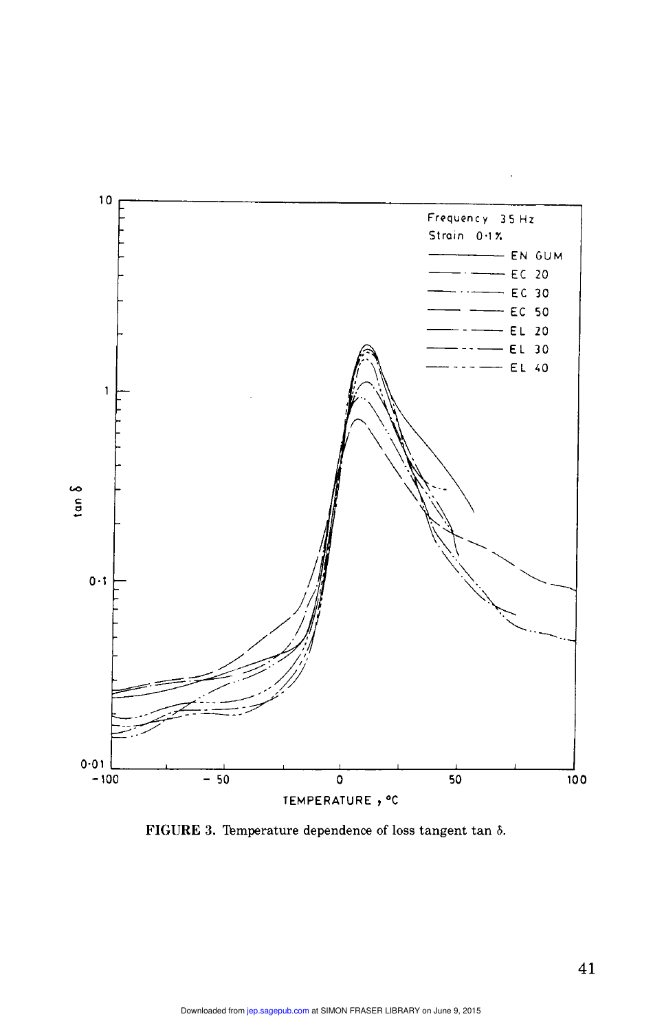FIGURE 3. Temperature dependence of loss tangent tan $\delta$.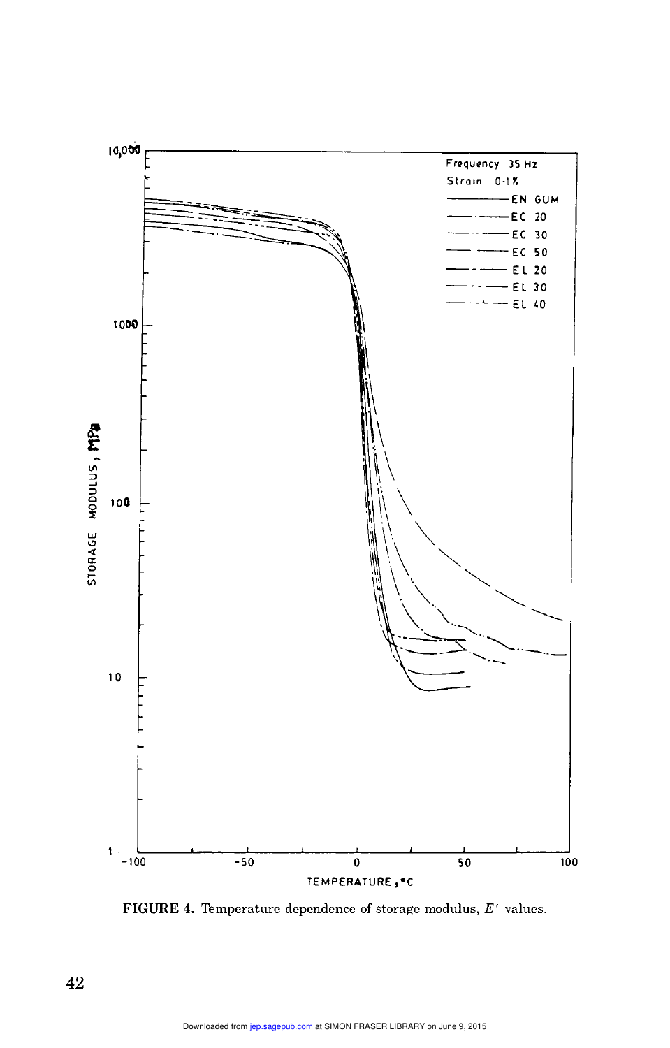FIGURE 4. Temperature dependence of storage modulus, $E'$ values.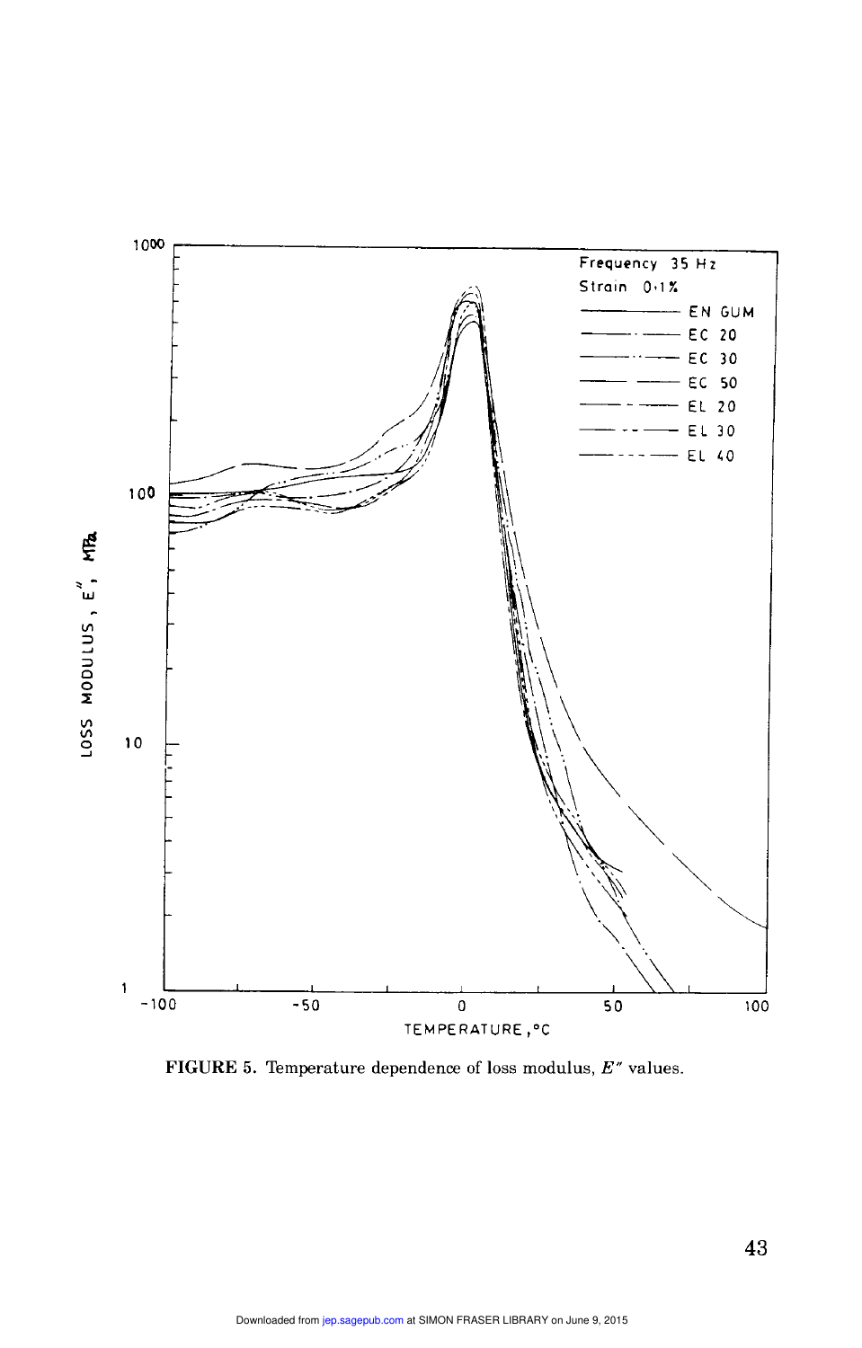FIGURE 5. Temperature dependence of loss modulus, $E''$ values.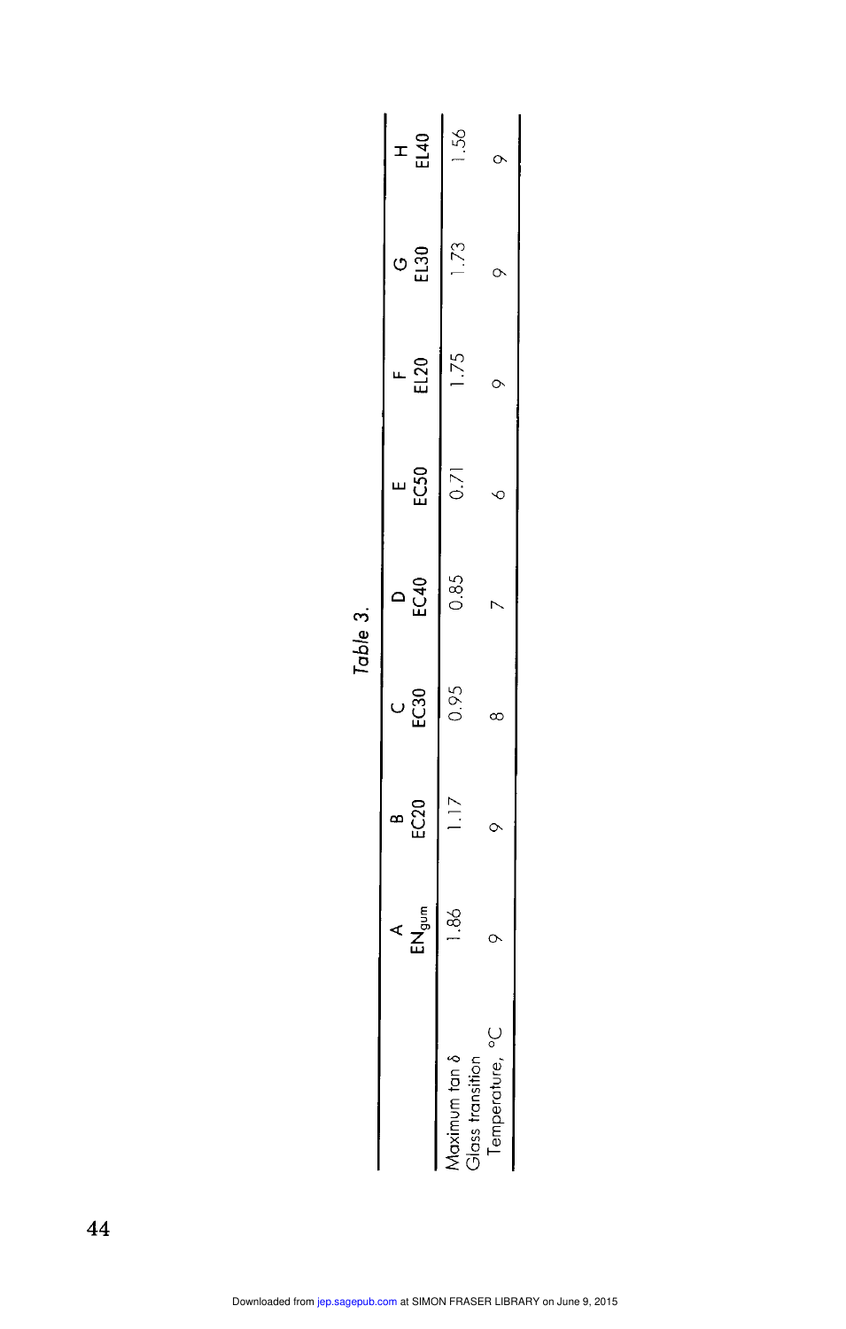Table 3.

| | A $EN_{gum}$ | B EC20 | C EC30 | D EC40 | E EC50 | F EL20 | G EL30 | H EL40 |
|---|---|---|---|---|---|---|---|---|
| Maximum tan δ | 1.86 | 1.17 | 0.95 | 0.85 | 0.71 | 1.75 | 1.73 | 1.56 |
| Glass transition Temperature, °C | 9 | 9 | 8 | 7 | 6 | 9 | 9 | 9 |

Downloaded from jep.sagepub.com at SIMON FRASER LIBRARY on June 9, 2015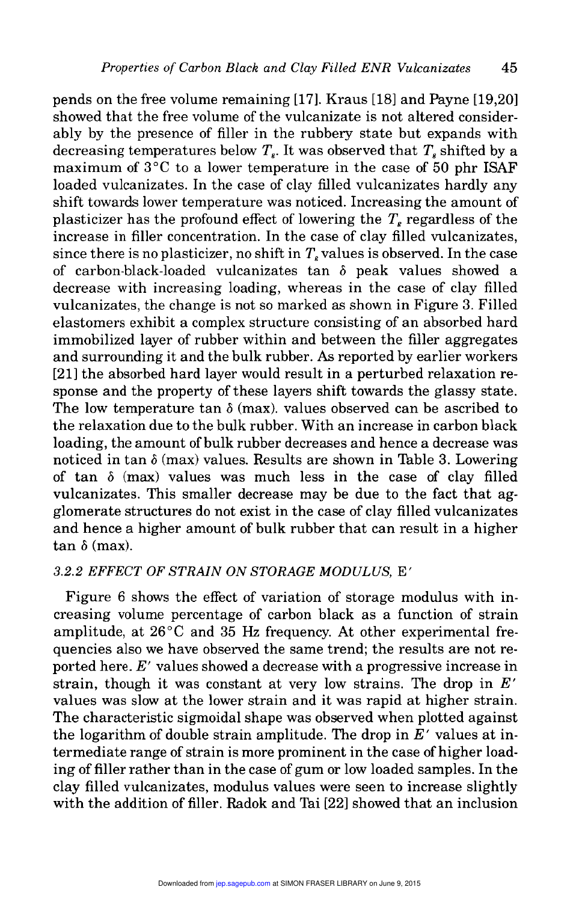pends on the free volume remaining [17]. Kraus [18] and Payne [19,20] showed that the free volume of the vulcanizate is not altered considerably by the presence of filler in the rubbery state but expands with decreasing temperatures below $T_g$. It was observed that $T_g$ shifted by a maximum of 3°C to a lower temperature in the case of 50 phr ISAF loaded vulcanizates. In the case of clay filled vulcanizates hardly any shift towards lower temperature was noticed. Increasing the amount of plasticizer has the profound effect of lowering the $T_g$ regardless of the increase in filler concentration. In the case of clay filled vulcanizates, since there is no plasticizer, no shift in $T_g$ values is observed. In the case of carbon-black-loaded vulcanizates tan $\delta$ peak values showed a decrease with increasing loading, whereas in the case of clay filled vulcanizates, the change is not so marked as shown in Figure 3. Filled elastomers exhibit a complex structure consisting of an absorbed hard immobilized layer of rubber within and between the filler aggregates and surrounding it and the bulk rubber. As reported by earlier workers [21] the absorbed hard layer would result in a perturbed relaxation response and the property of these layers shift towards the glassy state. The low temperature tan $\delta$ (max). values observed can be ascribed to the relaxation due to the bulk rubber. With an increase in carbon black loading, the amount of bulk rubber decreases and hence a decrease was noticed in tan $\delta$ (max) values. Results are shown in Table 3. Lowering of tan $\delta$ (max) values was much less in the case of clay filled vulcanizates. This smaller decrease may be due to the fact that agglomerate structures do not exist in the case of clay filled vulcanizates and hence a higher amount of bulk rubber that can result in a higher tan $\delta$ (max).

### 3.2.2 *EFFECT OF STRAIN ON STORAGE MODULUS,* $E'$

Figure 6 shows the effect of variation of storage modulus with increasing volume percentage of carbon black as a function of strain amplitude, at 26°C and 35 Hz frequency. At other experimental frequencies also we have observed the same trend; the results are not reported here. $E'$ values showed a decrease with a progressive increase in strain, though it was constant at very low strains. The drop in $E'$ values was slow at the lower strain and it was rapid at higher strain. The characteristic sigmoidal shape was observed when plotted against the logarithm of double strain amplitude. The drop in $E'$ values at intermediate range of strain is more prominent in the case of higher loading of filler rather than in the case of gum or low loaded samples. In the clay filled vulcanizates, modulus values were seen to increase slightly with the addition of filler. Radok and Tai [22] showed that an inclusion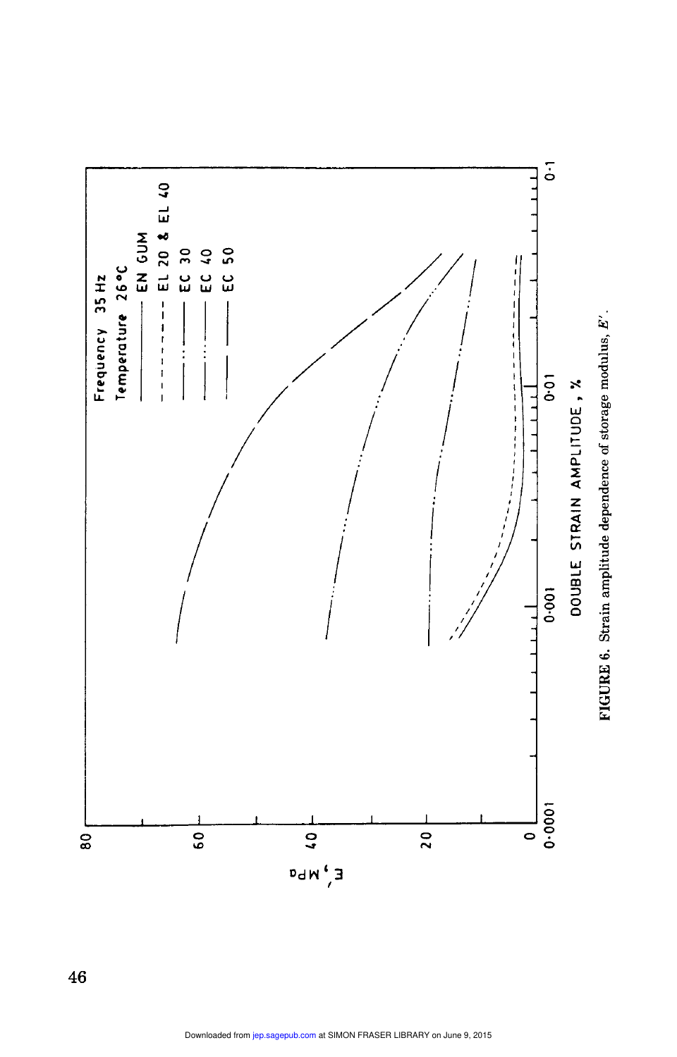**FIGURE 6.** Strain amplitude dependence of storage modulus, $E'$.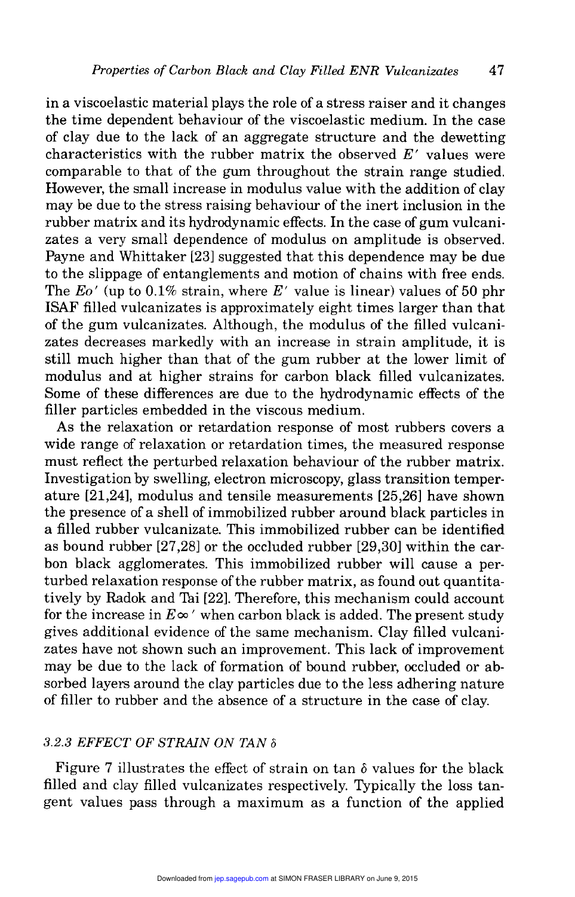in a viscoelastic material plays the role of a stress raiser and it changes the time dependent behaviour of the viscoelastic medium. In the case of clay due to the lack of an aggregate structure and the dewetting characteristics with the rubber matrix the observed $E'$ values were comparable to that of the gum throughout the strain range studied. However, the small increase in modulus value with the addition of clay may be due to the stress raising behaviour of the inert inclusion in the rubber matrix and its hydrodynamic effects. In the case of gum vulcanizates a very small dependence of modulus on amplitude is observed. Payne and Whittaker [23] suggested that this dependence may be due to the slippage of entanglements and motion of chains with free ends. The $Eo'$ (up to 0.1% strain, where $E'$ value is linear) values of 50 phr ISAF filled vulcanizates is approximately eight times larger than that of the gum vulcanizates. Although, the modulus of the filled vulcanizates decreases markedly with an increase in strain amplitude, it is still much higher than that of the gum rubber at the lower limit of modulus and at higher strains for carbon black filled vulcanizates. Some of these differences are due to the hydrodynamic effects of the filler particles embedded in the viscous medium.

As the relaxation or retardation response of most rubbers covers a wide range of relaxation or retardation times, the measured response must reflect the perturbed relaxation behaviour of the rubber matrix. Investigation by swelling, electron microscopy, glass transition temperature [21,24], modulus and tensile measurements [25,26] have shown the presence of a shell of immobilized rubber around black particles in a filled rubber vulcanizate. This immobilized rubber can be identified as bound rubber [27,28] or the occluded rubber [29,30] within the carbon black agglomerates. This immobilized rubber will cause a perturbed relaxation response of the rubber matrix, as found out quantitatively by Radok and Tai [22]. Therefore, this mechanism could account for the increase in $E\infty'$ when carbon black is added. The present study gives additional evidence of the same mechanism. Clay filled vulcanizates have not shown such an improvement. This lack of improvement may be due to the lack of formation of bound rubber, occluded or absorbed layers around the clay particles due to the less adhering nature of filler to rubber and the absence of a structure in the case of clay.

### 3.2.3 EFFECT OF STRAIN ON TAN $\delta$

Figure 7 illustrates the effect of strain on tan $\delta$ values for the black filled and clay filled vulcanizates respectively. Typically the loss tangent values pass through a maximum as a function of the applied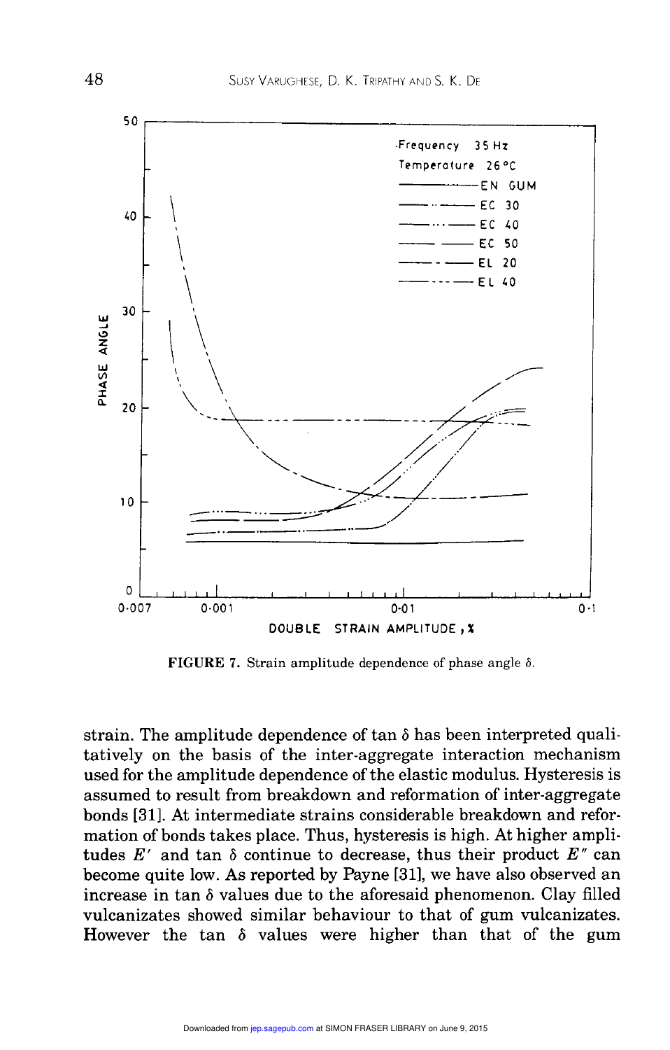FIGURE 7. Strain amplitude dependence of phase angle $\delta$.

strain. The amplitude dependence of tan $\delta$ has been interpreted qualitatively on the basis of the inter-aggregate interaction mechanism used for the amplitude dependence of the elastic modulus. Hysteresis is assumed to result from breakdown and reformation of inter-aggregate bonds [31]. At intermediate strains considerable breakdown and reformation of bonds takes place. Thus, hysteresis is high. At higher amplitudes $E'$ and tan $\delta$ continue to decrease, thus their product $E''$ can become quite low. As reported by Payne [31], we have also observed an increase in tan $\delta$ values due to the aforesaid phenomenon. Clay filled vulcanizates showed similar behaviour to that of gum vulcanizates. However the tan $\delta$ values were higher than that of the gum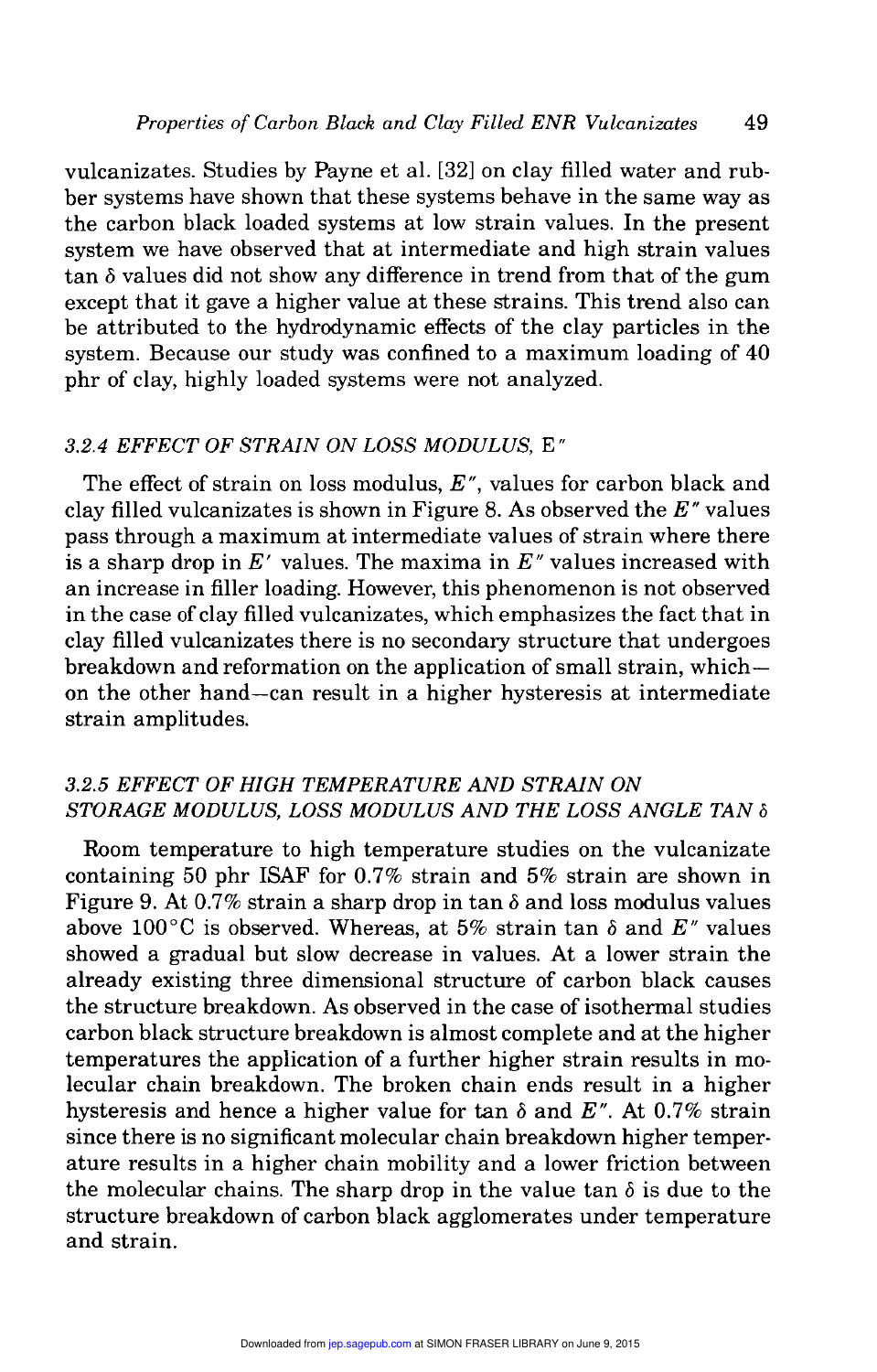vulcanizates. Studies by Payne et al. [32] on clay filled water and rubber systems have shown that these systems behave in the same way as the carbon black loaded systems at low strain values. In the present system we have observed that at intermediate and high strain values tan $\delta$ values did not show any difference in trend from that of the gum except that it gave a higher value at these strains. This trend also can be attributed to the hydrodynamic effects of the clay particles in the system. Because our study was confined to a maximum loading of 40 phr of clay, highly loaded systems were not analyzed.

### 3.2.4 EFFECT OF STRAIN ON LOSS MODULUS, $E''$

The effect of strain on loss modulus, $E''$, values for carbon black and clay filled vulcanizates is shown in Figure 8. As observed the $E''$ values pass through a maximum at intermediate values of strain where there is a sharp drop in $E'$ values. The maxima in $E''$ values increased with an increase in filler loading. However, this phenomenon is not observed in the case of clay filled vulcanizates, which emphasizes the fact that in clay filled vulcanizates there is no secondary structure that undergoes breakdown and reformation on the application of small strain, which—on the other hand—can result in a higher hysteresis at intermediate strain amplitudes.

### 3.2.5 EFFECT OF HIGH TEMPERATURE AND STRAIN ON STORAGE MODULUS, LOSS MODULUS AND THE LOSS ANGLE TAN $\delta$

Room temperature to high temperature studies on the vulcanizate containing 50 phr ISAF for 0.7% strain and 5% strain are shown in Figure 9. At 0.7% strain a sharp drop in tan $\delta$ and loss modulus values above 100°C is observed. Whereas, at 5% strain tan $\delta$ and $E''$ values showed a gradual but slow decrease in values. At a lower strain the already existing three dimensional structure of carbon black causes the structure breakdown. As observed in the case of isothermal studies carbon black structure breakdown is almost complete and at the higher temperatures the application of a further higher strain results in molecular chain breakdown. The broken chain ends result in a higher hysteresis and hence a higher value for tan $\delta$ and $E''$. At 0.7% strain since there is no significant molecular chain breakdown higher temperature results in a higher chain mobility and a lower friction between the molecular chains. The sharp drop in the value tan $\delta$ is due to the structure breakdown of carbon black agglomerates under temperature and strain.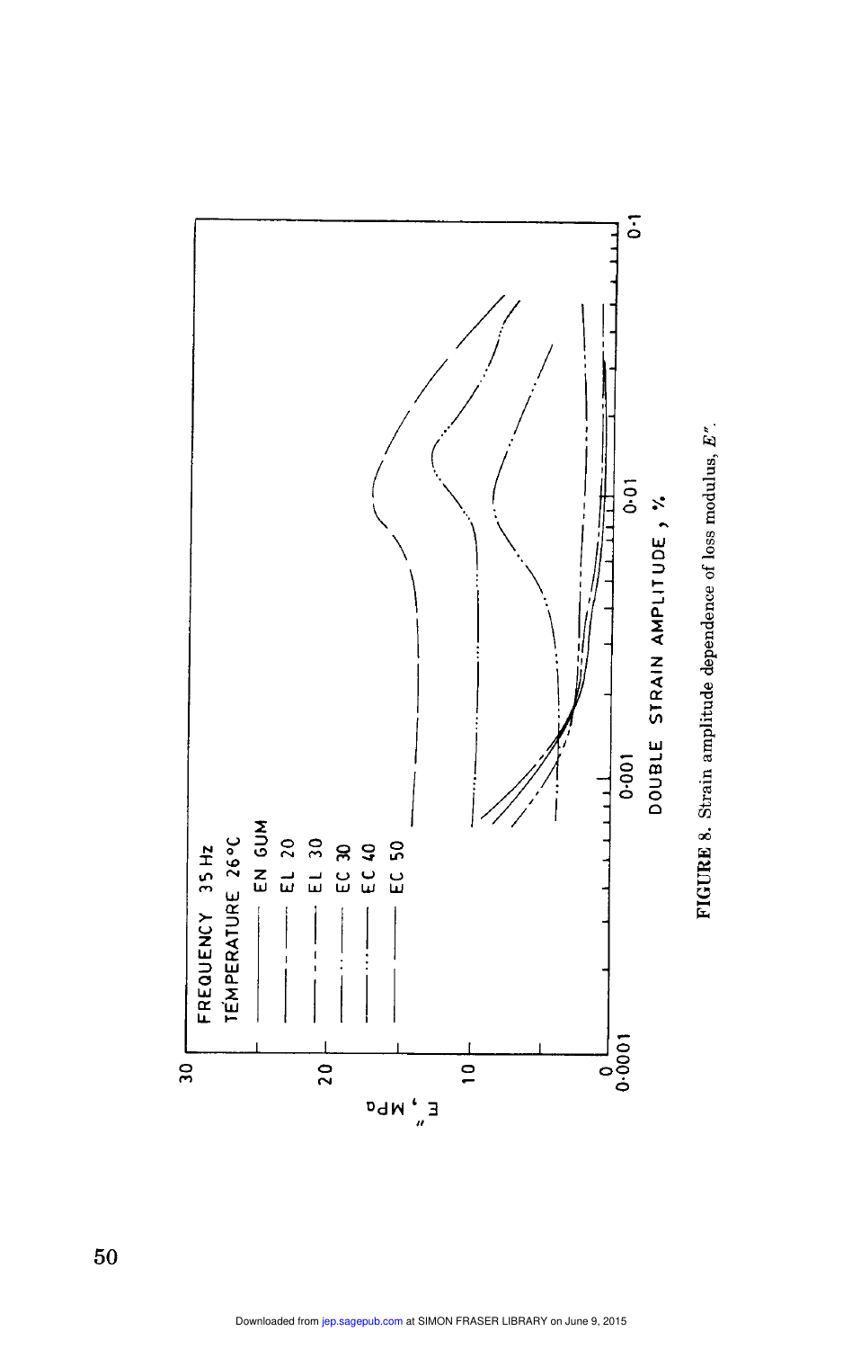FIGURE 8. Strain amplitude dependence of loss modulus, $E''$.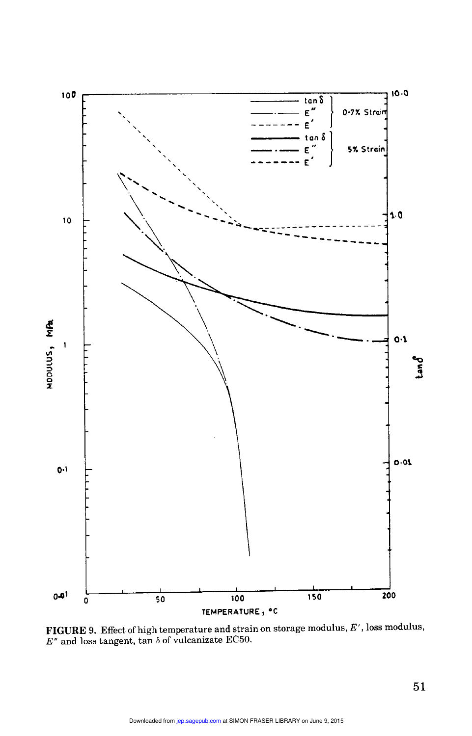FIGURE 9. Effect of high temperature and strain on storage modulus, $E'$, loss modulus, $E''$ and loss tangent, tan $\delta$ of vulcanizate EC50.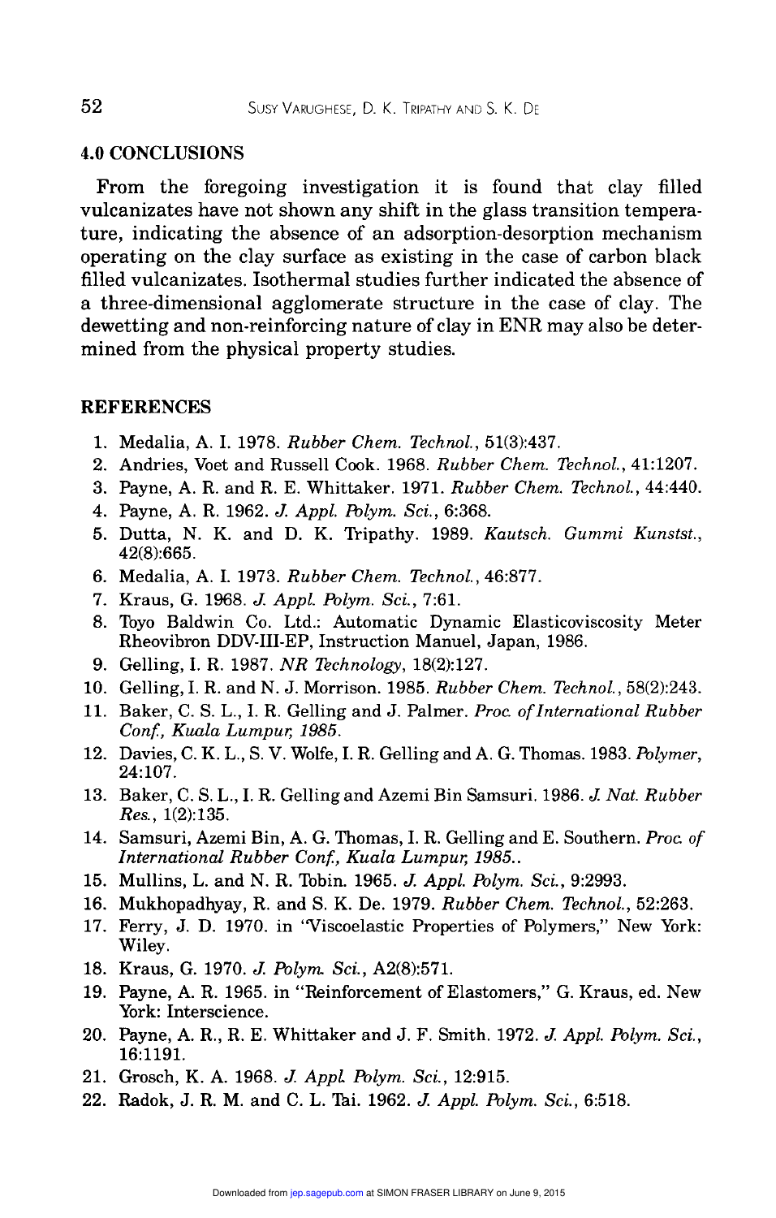## 4.0 CONCLUSIONS

From the foregoing investigation it is found that clay filled vulcanizates have not shown any shift in the glass transition temperature, indicating the absence of an adsorption-desorption mechanism operating on the clay surface as existing in the case of carbon black filled vulcanizates. Isothermal studies further indicated the absence of a three-dimensional agglomerate structure in the case of clay. The dewetting and non-reinforcing nature of clay in ENR may also be determined from the physical property studies.

## REFERENCES

1. Medalia, A. I. 1978. *Rubber Chem. Technol.*, 51(3):437.
2. Andries, Voet and Russell Cook. 1968. *Rubber Chem. Technol.*, 41:1207.
3. Payne, A. R. and R. E. Whittaker. 1971. *Rubber Chem. Technol.*, 44:440.
4. Payne, A. R. 1962. *J. Appl. Polym. Sci.*, 6:368.
5. Dutta, N. K. and D. K. Tripathy. 1989. *Kautsch. Gummi Kunstst.*, 42(8):665.
6. Medalia, A. I. 1973. *Rubber Chem. Technol.*, 46:877.
7. Kraus, G. 1968. *J. Appl. Polym. Sci.*, 7:61.
8. Toyo Baldwin Co. Ltd.: Automatic Dynamic Elasticoviscosity Meter Rheovibron DDV-III-EP, Instruction Manuel, Japan, 1986.
9. Gelling, I. R. 1987. *NR Technology*, 18(2):127.
10. Gelling, I. R. and N. J. Morrison. 1985. *Rubber Chem. Technol.*, 58(2):243.
11. Baker, C. S. L., I. R. Gelling and J. Palmer. *Proc. of International Rubber Conf., Kuala Lumpur, 1985.*
12. Davies, C. K. L., S. V. Wolfe, I. R. Gelling and A. G. Thomas. 1983. *Polymer*, 24:107.
13. Baker, C. S. L., I. R. Gelling and Azemi Bin Samsuri. 1986. *J. Nat. Rubber Res.*, 1(2):135.
14. Samsuri, Azemi Bin, A. G. Thomas, I. R. Gelling and E. Southern. *Proc. of International Rubber Conf., Kuala Lumpur, 1985.*.
15. Mullins, L. and N. R. Tobin. 1965. *J. Appl. Polym. Sci.*, 9:2993.
16. Mukhopadhyay, R. and S. K. De. 1979. *Rubber Chem. Technol.*, 52:263.
17. Ferry, J. D. 1970. in "Viscoelastic Properties of Polymers," New York: Wiley.
18. Kraus, G. 1970. *J. Polym. Sci.*, A2(8):571.
19. Payne, A. R. 1965. in "Reinforcement of Elastomers," G. Kraus, ed. New York: Interscience.
20. Payne, A. R., R. E. Whittaker and J. F. Smith. 1972. *J. Appl. Polym. Sci.*, 16:1191.
21. Grosch, K. A. 1968. *J. Appl. Polym. Sci.*, 12:915.
22. Radok, J. R. M. and C. L. Tai. 1962. *J. Appl. Polym. Sci.*, 6:518.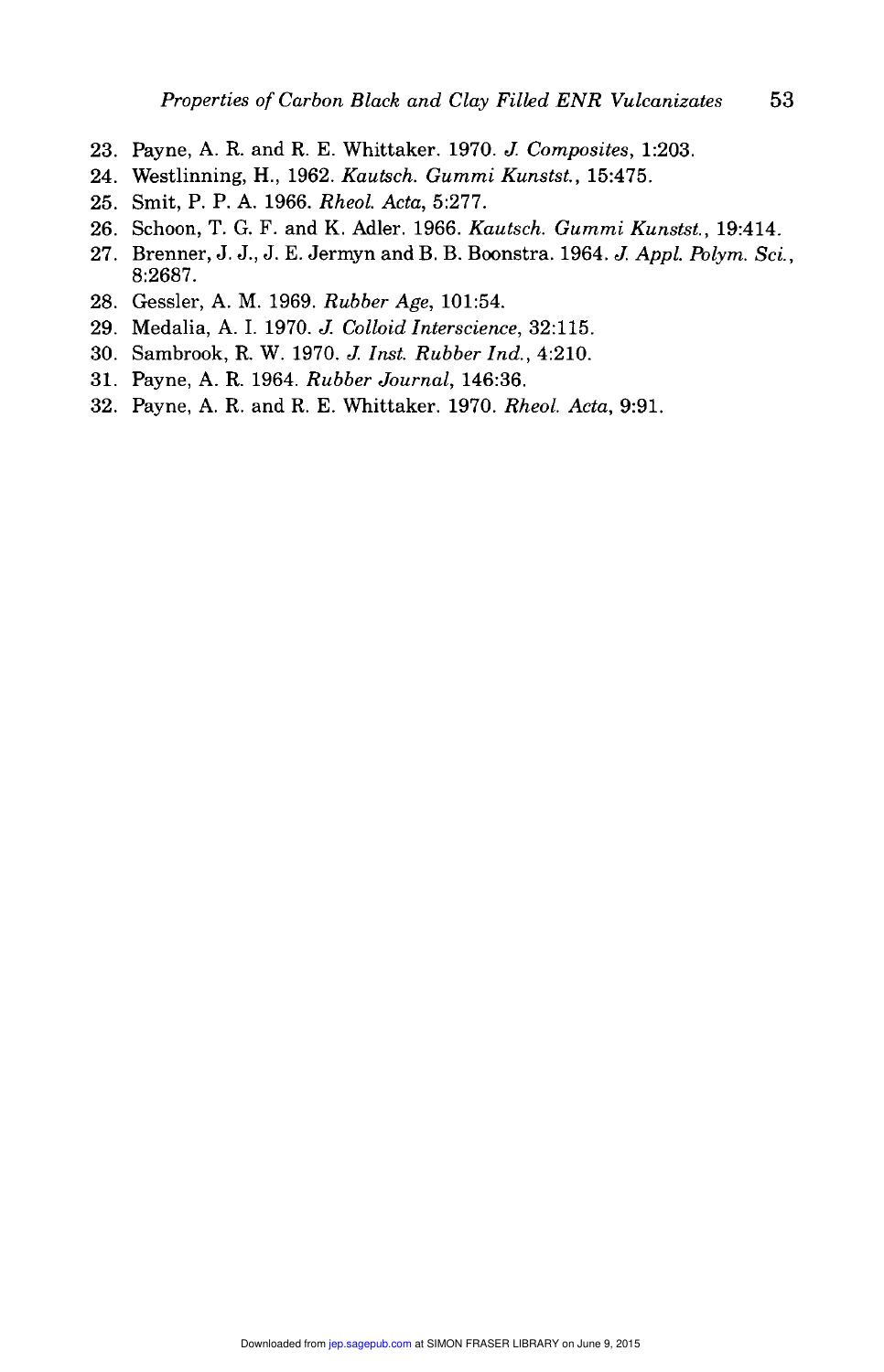23. Payne, A. R. and R. E. Whittaker. 1970. *J. Composites*, 1:203.
24. Westlinning, H., 1962. *Kautsch. Gummi Kunstst.*, 15:475.
25. Smit, P. P. A. 1966. *Rheol. Acta*, 5:277.
26. Schoon, T. G. F. and K. Adler. 1966. *Kautsch. Gummi Kunstst.*, 19:414.
27. Brenner, J. J., J. E. Jermyn and B. B. Boonstra. 1964. *J. Appl. Polym. Sci.*, 8:2687.
28. Gessler, A. M. 1969. *Rubber Age*, 101:54.
29. Medalia, A. I. 1970. *J. Colloid Interscience*, 32:115.
30. Sambrook, R. W. 1970. *J. Inst. Rubber Ind.*, 4:210.
31. Payne, A. R. 1964. *Rubber Journal*, 146:36.
32. Payne, A. R. and R. E. Whittaker. 1970. *Rheol. Acta*, 9:91.